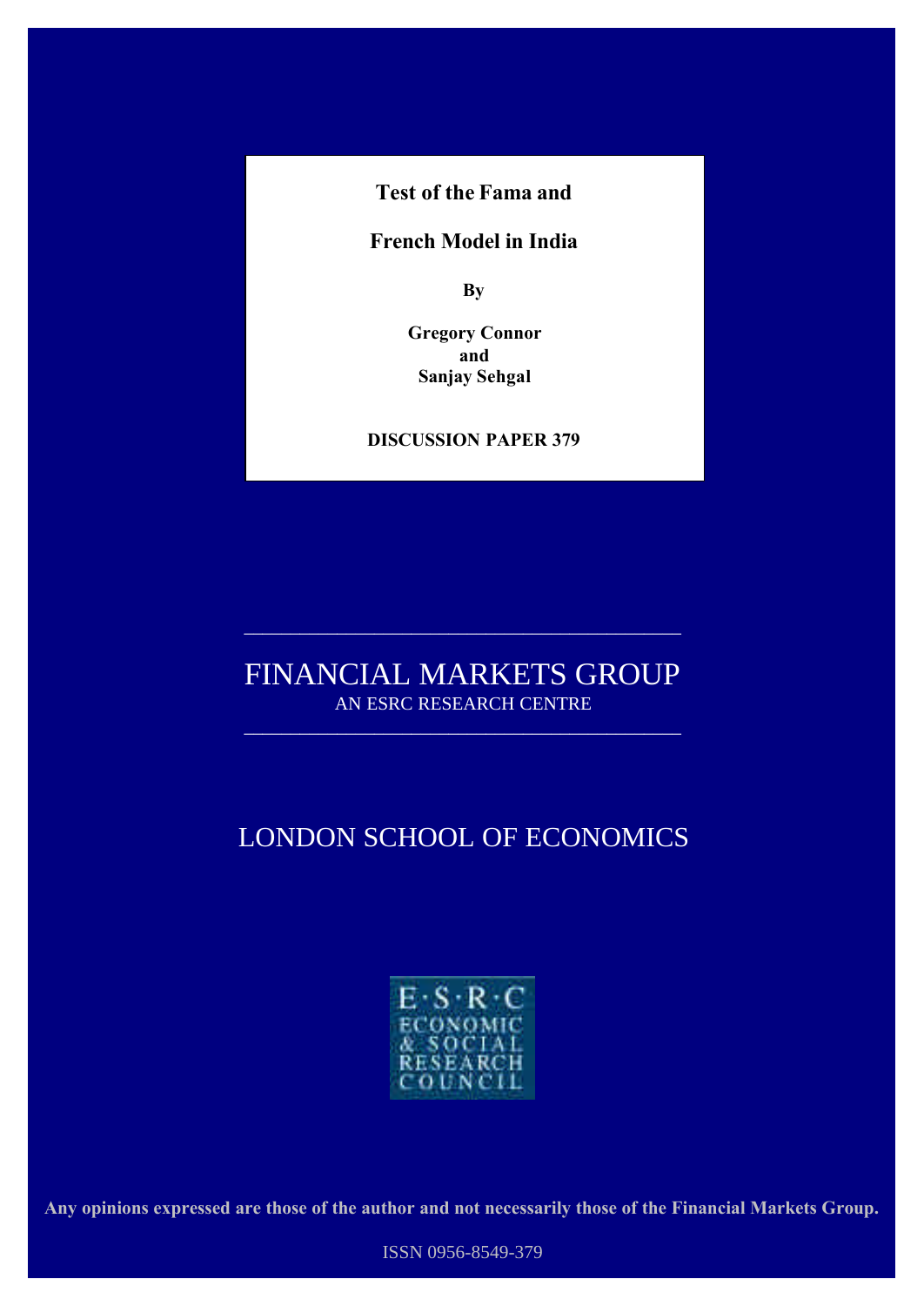# Test of the Fama and French Model in India

**By**

**Gregory Connor**
**and**
**Sanjay Sehgal**

**DISCUSSION PAPER 379**

---

FINANCIAL MARKETS GROUP

AN ESRC RESEARCH CENTRE

---

LONDON SCHOOL OF ECONOMICS

E·S·R·C
ECONOMIC & SOCIAL RESEARCH COUNCIL

**Any opinions expressed are those of the author and not necessarily those of the Financial Markets Group.**

ISSN 0956-8549-379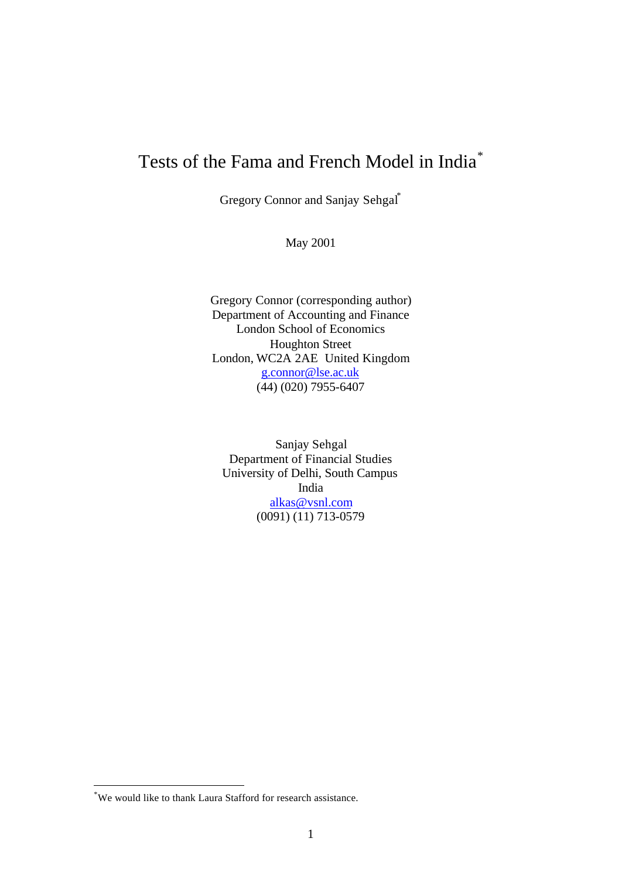# Tests of the Fama and French Model in India[*]

Gregory Connor and Sanjay Sehgal[*]

May 2001

Gregory Connor (corresponding author)
Department of Accounting and Finance
London School of Economics
Houghton Street
London, WC2A 2AE United Kingdom
g.connor@lse.ac.uk
(44) (020) 7955-6407

Sanjay Sehgal
Department of Financial Studies
University of Delhi, South Campus
India
alkas@vsnl.com
(0091) (11) 713-0579

---

[*] We would like to thank Laura Stafford for research assistance.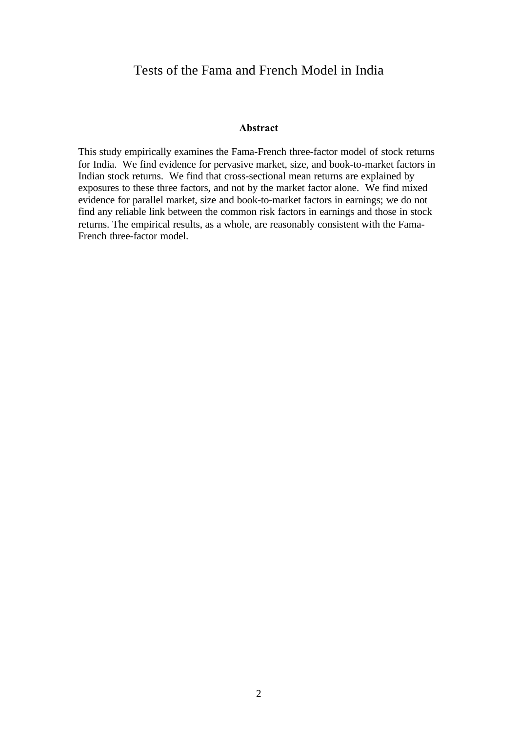# Tests of the Fama and French Model in India

**Abstract**

This study empirically examines the Fama-French three-factor model of stock returns for India. We find evidence for pervasive market, size, and book-to-market factors in Indian stock returns. We find that cross-sectional mean returns are explained by exposures to these three factors, and not by the market factor alone. We find mixed evidence for parallel market, size and book-to-market factors in earnings; we do not find any reliable link between the common risk factors in earnings and those in stock returns. The empirical results, as a whole, are reasonably consistent with the Fama-French three-factor model.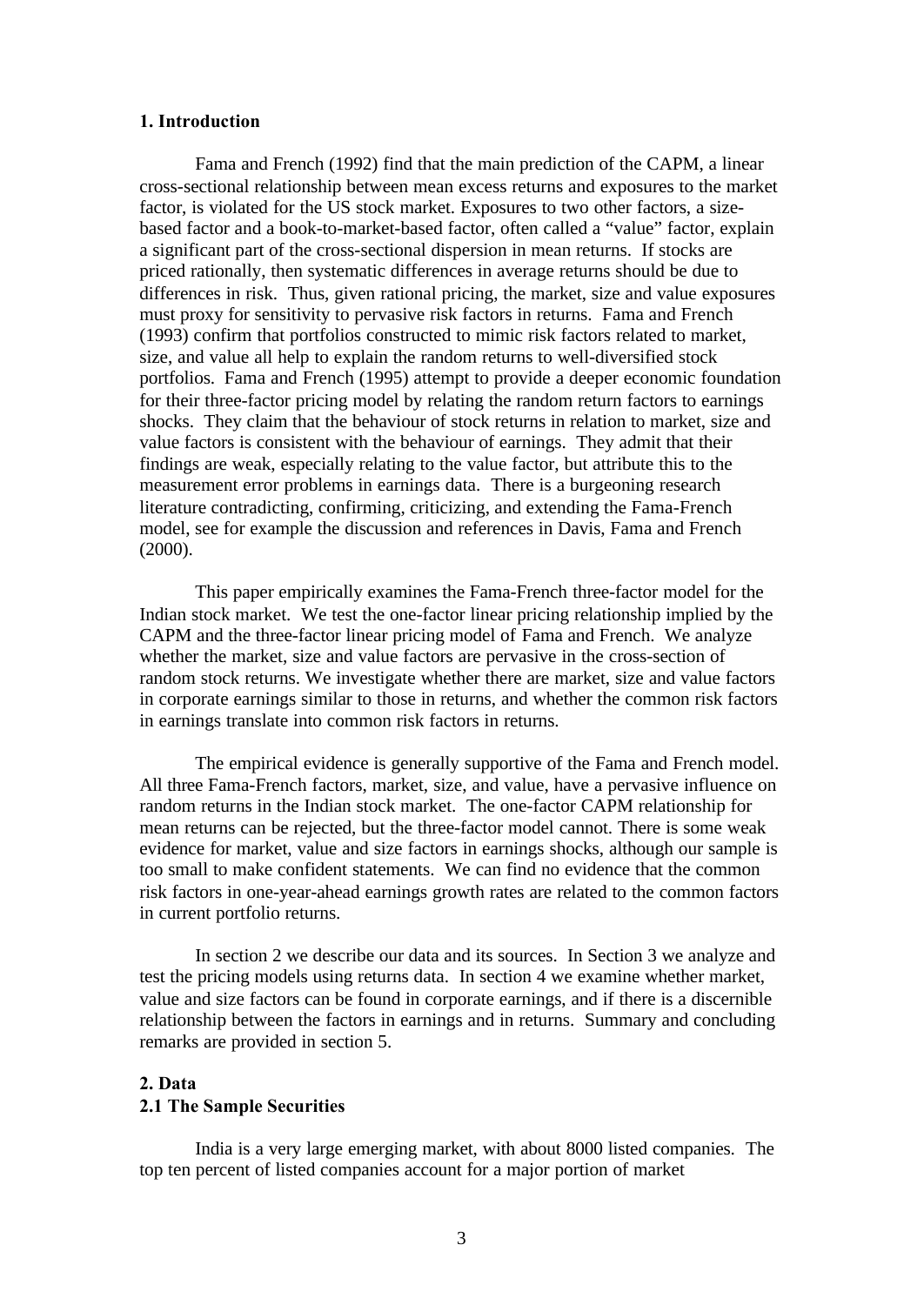## 1. Introduction

Fama and French (1992) find that the main prediction of the CAPM, a linear cross-sectional relationship between mean excess returns and exposures to the market factor, is violated for the US stock market. Exposures to two other factors, a size-based factor and a book-to-market-based factor, often called a "value" factor, explain a significant part of the cross-sectional dispersion in mean returns. If stocks are priced rationally, then systematic differences in average returns should be due to differences in risk. Thus, given rational pricing, the market, size and value exposures must proxy for sensitivity to pervasive risk factors in returns. Fama and French (1993) confirm that portfolios constructed to mimic risk factors related to market, size, and value all help to explain the random returns to well-diversified stock portfolios. Fama and French (1995) attempt to provide a deeper economic foundation for their three-factor pricing model by relating the random return factors to earnings shocks. They claim that the behaviour of stock returns in relation to market, size and value factors is consistent with the behaviour of earnings. They admit that their findings are weak, especially relating to the value factor, but attribute this to the measurement error problems in earnings data. There is a burgeoning research literature contradicting, confirming, criticizing, and extending the Fama-French model, see for example the discussion and references in Davis, Fama and French (2000).

This paper empirically examines the Fama-French three-factor model for the Indian stock market. We test the one-factor linear pricing relationship implied by the CAPM and the three-factor linear pricing model of Fama and French. We analyze whether the market, size and value factors are pervasive in the cross-section of random stock returns. We investigate whether there are market, size and value factors in corporate earnings similar to those in returns, and whether the common risk factors in earnings translate into common risk factors in returns.

The empirical evidence is generally supportive of the Fama and French model. All three Fama-French factors, market, size, and value, have a pervasive influence on random returns in the Indian stock market. The one-factor CAPM relationship for mean returns can be rejected, but the three-factor model cannot. There is some weak evidence for market, value and size factors in earnings shocks, although our sample is too small to make confident statements. We can find no evidence that the common risk factors in one-year-ahead earnings growth rates are related to the common factors in current portfolio returns.

In section 2 we describe our data and its sources. In Section 3 we analyze and test the pricing models using returns data. In section 4 we examine whether market, value and size factors can be found in corporate earnings, and if there is a discernible relationship between the factors in earnings and in returns. Summary and concluding remarks are provided in section 5.

## 2. Data

### 2.1 The Sample Securities

India is a very large emerging market, with about 8000 listed companies. The top ten percent of listed companies account for a major portion of market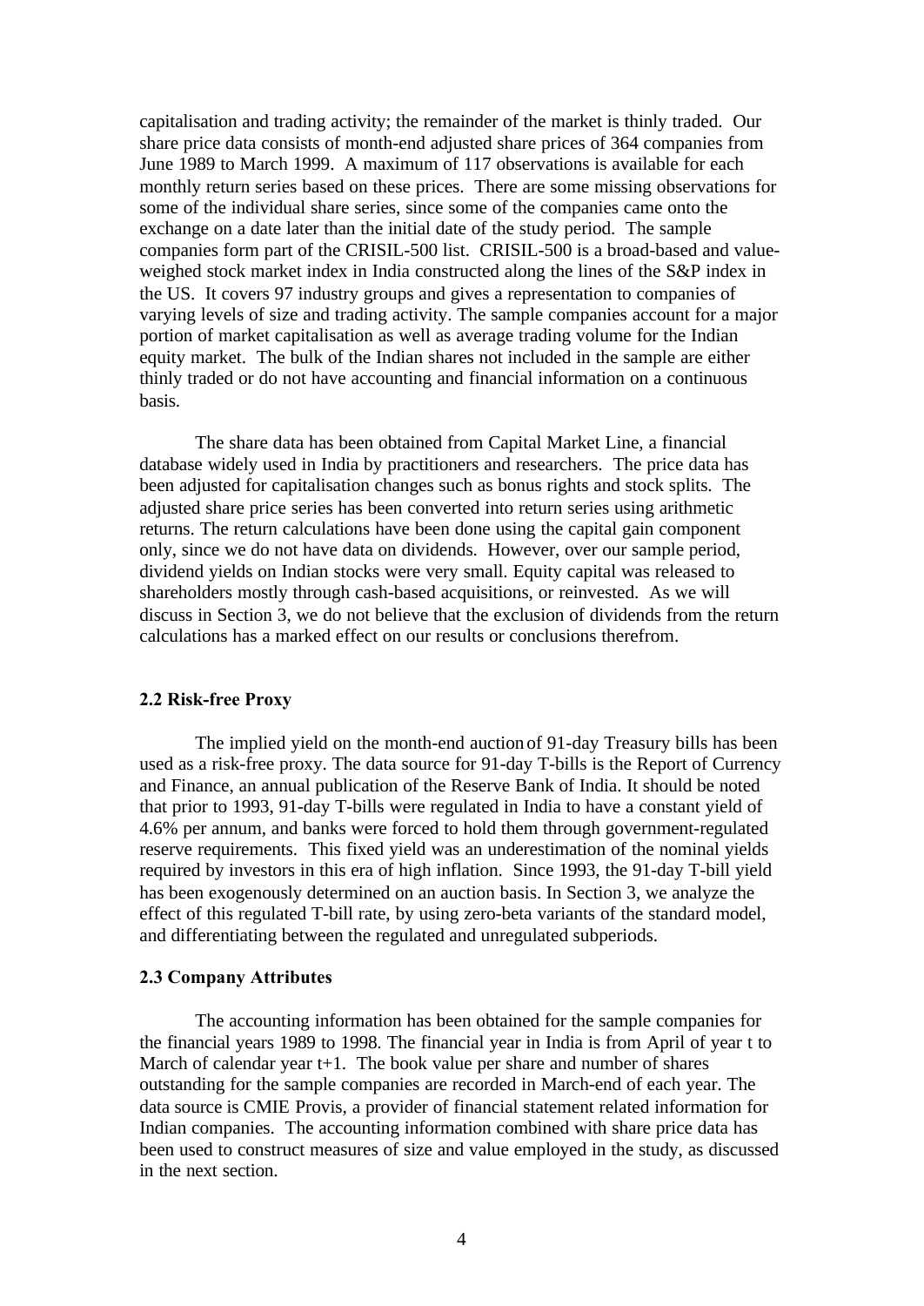capitalisation and trading activity; the remainder of the market is thinly traded. Our share price data consists of month-end adjusted share prices of 364 companies from June 1989 to March 1999. A maximum of 117 observations is available for each monthly return series based on these prices. There are some missing observations for some of the individual share series, since some of the companies came onto the exchange on a date later than the initial date of the study period. The sample companies form part of the CRISIL-500 list. CRISIL-500 is a broad-based and value-weighed stock market index in India constructed along the lines of the S&P index in the US. It covers 97 industry groups and gives a representation to companies of varying levels of size and trading activity. The sample companies account for a major portion of market capitalisation as well as average trading volume for the Indian equity market. The bulk of the Indian shares not included in the sample are either thinly traded or do not have accounting and financial information on a continuous basis.

The share data has been obtained from Capital Market Line, a financial database widely used in India by practitioners and researchers. The price data has been adjusted for capitalisation changes such as bonus rights and stock splits. The adjusted share price series has been converted into return series using arithmetic returns. The return calculations have been done using the capital gain component only, since we do not have data on dividends. However, over our sample period, dividend yields on Indian stocks were very small. Equity capital was released to shareholders mostly through cash-based acquisitions, or reinvested. As we will discuss in Section 3, we do not believe that the exclusion of dividends from the return calculations has a marked effect on our results or conclusions therefrom.

### 2.2 Risk-free Proxy

The implied yield on the month-end auction of 91-day Treasury bills has been used as a risk-free proxy. The data source for 91-day T-bills is the Report of Currency and Finance, an annual publication of the Reserve Bank of India. It should be noted that prior to 1993, 91-day T-bills were regulated in India to have a constant yield of 4.6% per annum, and banks were forced to hold them through government-regulated reserve requirements. This fixed yield was an underestimation of the nominal yields required by investors in this era of high inflation. Since 1993, the 91-day T-bill yield has been exogenously determined on an auction basis. In Section 3, we analyze the effect of this regulated T-bill rate, by using zero-beta variants of the standard model, and differentiating between the regulated and unregulated subperiods.

### 2.3 Company Attributes

The accounting information has been obtained for the sample companies for the financial years 1989 to 1998. The financial year in India is from April of year t to March of calendar year t+1. The book value per share and number of shares outstanding for the sample companies are recorded in March-end of each year. The data source is CMIE Provis, a provider of financial statement related information for Indian companies. The accounting information combined with share price data has been used to construct measures of size and value employed in the study, as discussed in the next section.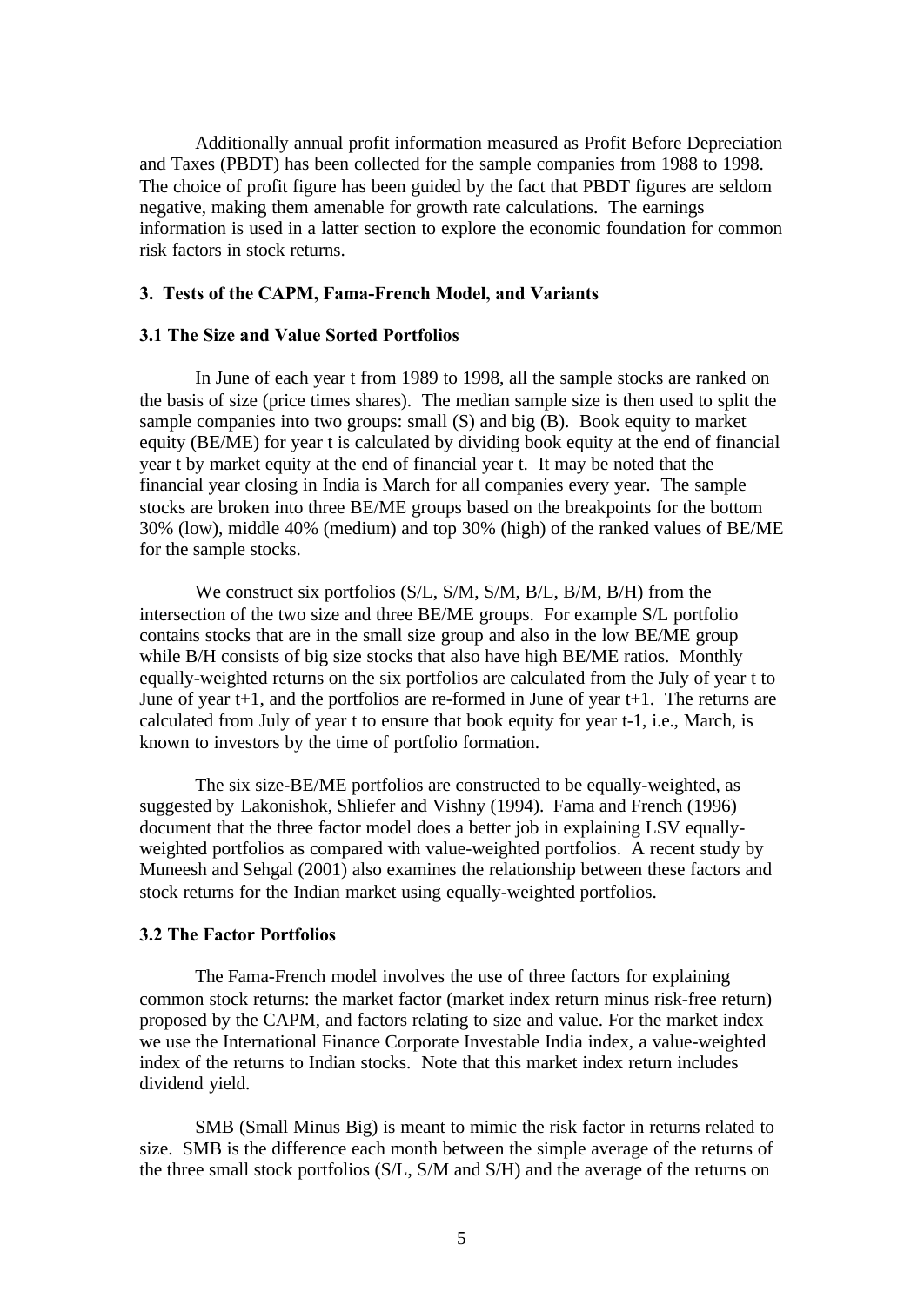Additionally annual profit information measured as Profit Before Depreciation and Taxes (PBDT) has been collected for the sample companies from 1988 to 1998. The choice of profit figure has been guided by the fact that PBDT figures are seldom negative, making them amenable for growth rate calculations. The earnings information is used in a latter section to explore the economic foundation for common risk factors in stock returns.

## 3. Tests of the CAPM, Fama-French Model, and Variants

### 3.1 The Size and Value Sorted Portfolios

In June of each year t from 1989 to 1998, all the sample stocks are ranked on the basis of size (price times shares). The median sample size is then used to split the sample companies into two groups: small (S) and big (B). Book equity to market equity (BE/ME) for year t is calculated by dividing book equity at the end of financial year t by market equity at the end of financial year t. It may be noted that the financial year closing in India is March for all companies every year. The sample stocks are broken into three BE/ME groups based on the breakpoints for the bottom 30% (low), middle 40% (medium) and top 30% (high) of the ranked values of BE/ME for the sample stocks.

We construct six portfolios (S/L, S/M, S/M, B/L, B/M, B/H) from the intersection of the two size and three BE/ME groups. For example S/L portfolio contains stocks that are in the small size group and also in the low BE/ME group while B/H consists of big size stocks that also have high BE/ME ratios. Monthly equally-weighted returns on the six portfolios are calculated from the July of year t to June of year t+1, and the portfolios are re-formed in June of year t+1. The returns are calculated from July of year t to ensure that book equity for year t-1, i.e., March, is known to investors by the time of portfolio formation.

The six size-BE/ME portfolios are constructed to be equally-weighted, as suggested by Lakonishok, Shliefer and Vishny (1994). Fama and French (1996) document that the three factor model does a better job in explaining LSV equally-weighted portfolios as compared with value-weighted portfolios. A recent study by Muneesh and Sehgal (2001) also examines the relationship between these factors and stock returns for the Indian market using equally-weighted portfolios.

### 3.2 The Factor Portfolios

The Fama-French model involves the use of three factors for explaining common stock returns: the market factor (market index return minus risk-free return) proposed by the CAPM, and factors relating to size and value. For the market index we use the International Finance Corporate Investable India index, a value-weighted index of the returns to Indian stocks. Note that this market index return includes dividend yield.

SMB (Small Minus Big) is meant to mimic the risk factor in returns related to size. SMB is the difference each month between the simple average of the returns of the three small stock portfolios (S/L, S/M and S/H) and the average of the returns on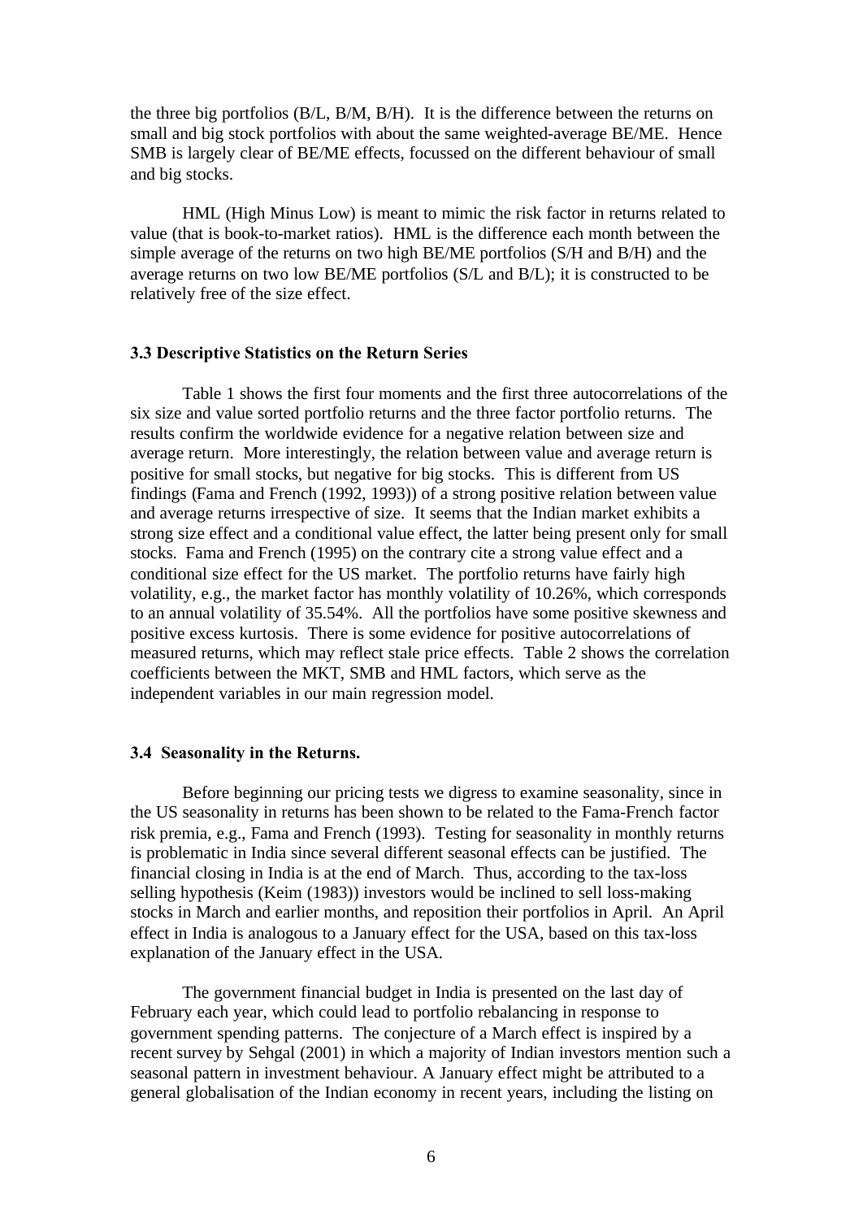the three big portfolios (B/L, B/M, B/H). It is the difference between the returns on small and big stock portfolios with about the same weighted-average BE/ME. Hence SMB is largely clear of BE/ME effects, focussed on the different behaviour of small and big stocks.

HML (High Minus Low) is meant to mimic the risk factor in returns related to value (that is book-to-market ratios). HML is the difference each month between the simple average of the returns on two high BE/ME portfolios (S/H and B/H) and the average returns on two low BE/ME portfolios (S/L and B/L); it is constructed to be relatively free of the size effect.

### 3.3 Descriptive Statistics on the Return Series

Table 1 shows the first four moments and the first three autocorrelations of the six size and value sorted portfolio returns and the three factor portfolio returns. The results confirm the worldwide evidence for a negative relation between size and average return. More interestingly, the relation between value and average return is positive for small stocks, but negative for big stocks. This is different from US findings (Fama and French (1992, 1993)) of a strong positive relation between value and average returns irrespective of size. It seems that the Indian market exhibits a strong size effect and a conditional value effect, the latter being present only for small stocks. Fama and French (1995) on the contrary cite a strong value effect and a conditional size effect for the US market. The portfolio returns have fairly high volatility, e.g., the market factor has monthly volatility of 10.26%, which corresponds to an annual volatility of 35.54%. All the portfolios have some positive skewness and positive excess kurtosis. There is some evidence for positive autocorrelations of measured returns, which may reflect stale price effects. Table 2 shows the correlation coefficients between the MKT, SMB and HML factors, which serve as the independent variables in our main regression model.

### 3.4 Seasonality in the Returns.

Before beginning our pricing tests we digress to examine seasonality, since in the US seasonality in returns has been shown to be related to the Fama-French factor risk premia, e.g., Fama and French (1993). Testing for seasonality in monthly returns is problematic in India since several different seasonal effects can be justified. The financial closing in India is at the end of March. Thus, according to the tax-loss selling hypothesis (Keim (1983)) investors would be inclined to sell loss-making stocks in March and earlier months, and reposition their portfolios in April. An April effect in India is analogous to a January effect for the USA, based on this tax-loss explanation of the January effect in the USA.

The government financial budget in India is presented on the last day of February each year, which could lead to portfolio rebalancing in response to government spending patterns. The conjecture of a March effect is inspired by a recent survey by Sehgal (2001) in which a majority of Indian investors mention such a seasonal pattern in investment behaviour. A January effect might be attributed to a general globalisation of the Indian economy in recent years, including the listing on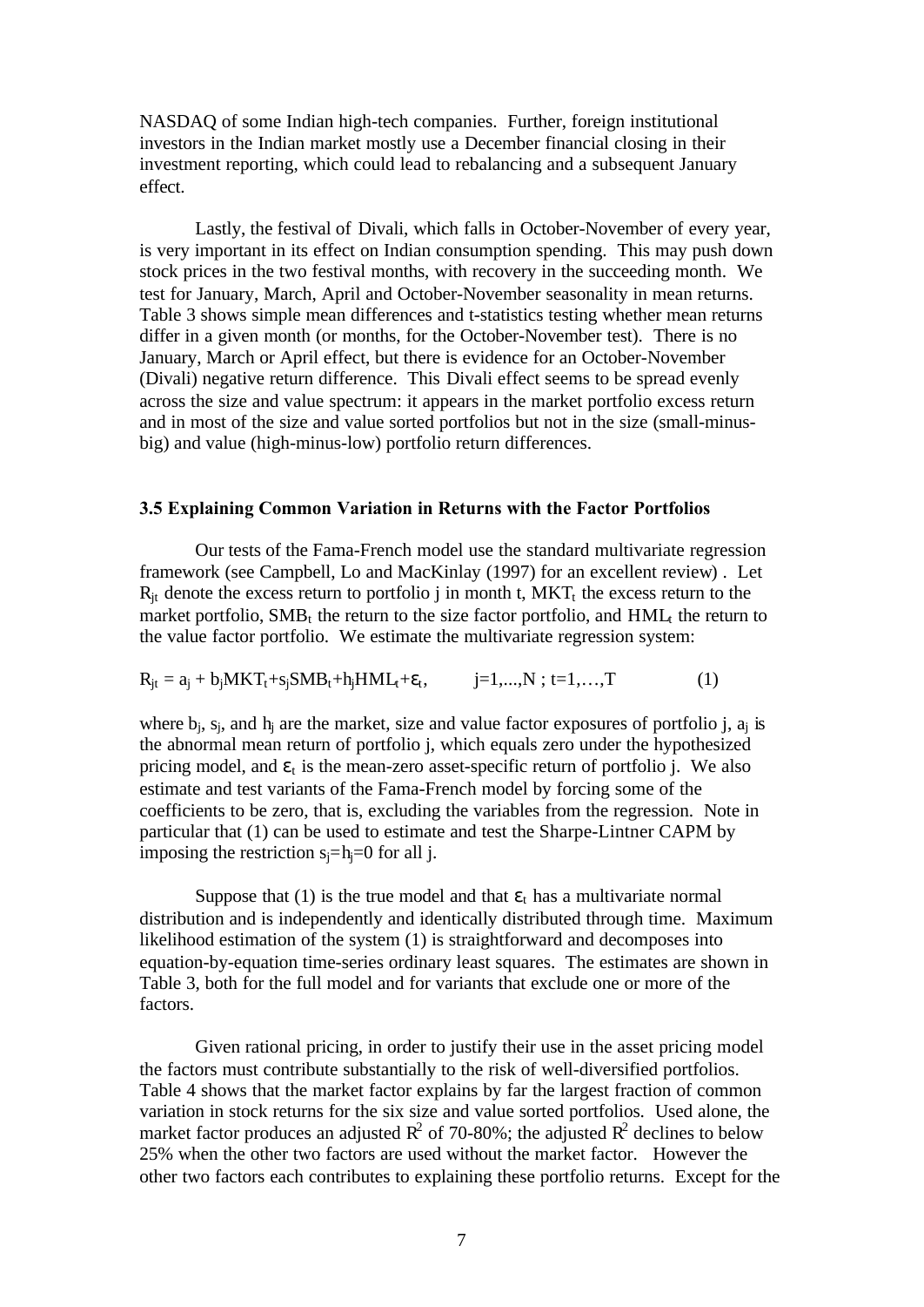NASDAQ of some Indian high-tech companies. Further, foreign institutional investors in the Indian market mostly use a December financial closing in their investment reporting, which could lead to rebalancing and a subsequent January effect.

Lastly, the festival of Divali, which falls in October-November of every year, is very important in its effect on Indian consumption spending. This may push down stock prices in the two festival months, with recovery in the succeeding month. We test for January, March, April and October-November seasonality in mean returns. Table 3 shows simple mean differences and t-statistics testing whether mean returns differ in a given month (or months, for the October-November test). There is no January, March or April effect, but there is evidence for an October-November (Divali) negative return difference. This Divali effect seems to be spread evenly across the size and value spectrum: it appears in the market portfolio excess return and in most of the size and value sorted portfolios but not in the size (small-minus-big) and value (high-minus-low) portfolio return differences.

### 3.5 Explaining Common Variation in Returns with the Factor Portfolios

Our tests of the Fama-French model use the standard multivariate regression framework (see Campbell, Lo and MacKinlay (1997) for an excellent review) . Let $R_{jt}$ denote the excess return to portfolio j in month t, $MKT_t$ the excess return to the market portfolio, $SMB_t$ the return to the size factor portfolio, and $HML_t$ the return to the value factor portfolio. We estimate the multivariate regression system:

$$R_{jt} = a_j + b_j MKT_t + s_j SMB_t + h_j HML_t + \varepsilon_t, \qquad j=1,...,N \,;\, t=1,\ldots,T \qquad (1)$$

where $b_j$, $s_j$, and $h_j$ are the market, size and value factor exposures of portfolio j, $a_j$ is the abnormal mean return of portfolio j, which equals zero under the hypothesized pricing model, and $\varepsilon_t$ is the mean-zero asset-specific return of portfolio j. We also estimate and test variants of the Fama-French model by forcing some of the coefficients to be zero, that is, excluding the variables from the regression. Note in particular that (1) can be used to estimate and test the Sharpe-Lintner CAPM by imposing the restriction $s_j=h_j=0$ for all j.

Suppose that (1) is the true model and that $\varepsilon_t$ has a multivariate normal distribution and is independently and identically distributed through time. Maximum likelihood estimation of the system (1) is straightforward and decomposes into equation-by-equation time-series ordinary least squares. The estimates are shown in Table 3, both for the full model and for variants that exclude one or more of the factors.

Given rational pricing, in order to justify their use in the asset pricing model the factors must contribute substantially to the risk of well-diversified portfolios. Table 4 shows that the market factor explains by far the largest fraction of common variation in stock returns for the six size and value sorted portfolios. Used alone, the market factor produces an adjusted $R^2$ of 70-80%; the adjusted $R^2$ declines to below 25% when the other two factors are used without the market factor. However the other two factors each contributes to explaining these portfolio returns. Except for the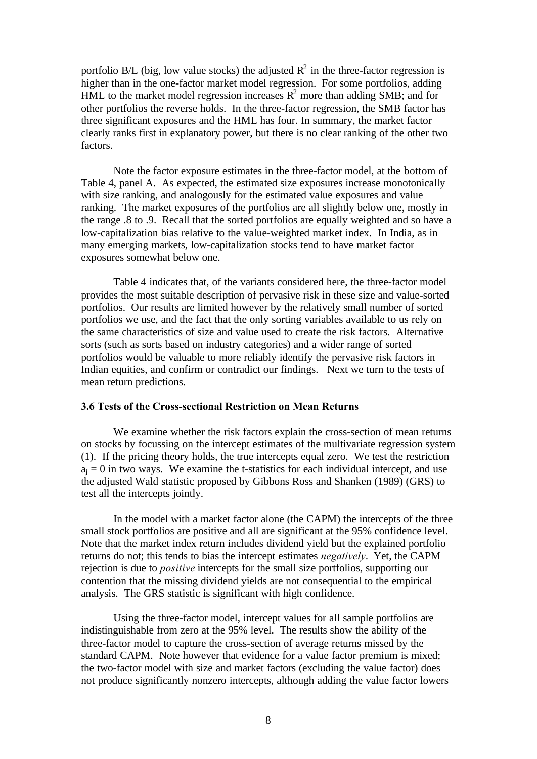portfolio B/L (big, low value stocks) the adjusted $R^2$ in the three-factor regression is higher than in the one-factor market model regression. For some portfolios, adding HML to the market model regression increases $R^2$ more than adding SMB; and for other portfolios the reverse holds. In the three-factor regression, the SMB factor has three significant exposures and the HML has four. In summary, the market factor clearly ranks first in explanatory power, but there is no clear ranking of the other two factors.

Note the factor exposure estimates in the three-factor model, at the bottom of Table 4, panel A. As expected, the estimated size exposures increase monotonically with size ranking, and analogously for the estimated value exposures and value ranking. The market exposures of the portfolios are all slightly below one, mostly in the range .8 to .9. Recall that the sorted portfolios are equally weighted and so have a low-capitalization bias relative to the value-weighted market index. In India, as in many emerging markets, low-capitalization stocks tend to have market factor exposures somewhat below one.

Table 4 indicates that, of the variants considered here, the three-factor model provides the most suitable description of pervasive risk in these size and value-sorted portfolios. Our results are limited however by the relatively small number of sorted portfolios we use, and the fact that the only sorting variables available to us rely on the same characteristics of size and value used to create the risk factors. Alternative sorts (such as sorts based on industry categories) and a wider range of sorted portfolios would be valuable to more reliably identify the pervasive risk factors in Indian equities, and confirm or contradict our findings. Next we turn to the tests of mean return predictions.

### 3.6 Tests of the Cross-sectional Restriction on Mean Returns

We examine whether the risk factors explain the cross-section of mean returns on stocks by focussing on the intercept estimates of the multivariate regression system (1). If the pricing theory holds, the true intercepts equal zero. We test the restriction $a_j = 0$ in two ways. We examine the t-statistics for each individual intercept, and use the adjusted Wald statistic proposed by Gibbons Ross and Shanken (1989) (GRS) to test all the intercepts jointly.

In the model with a market factor alone (the CAPM) the intercepts of the three small stock portfolios are positive and all are significant at the 95% confidence level. Note that the market index return includes dividend yield but the explained portfolio returns do not; this tends to bias the intercept estimates *negatively*. Yet, the CAPM rejection is due to *positive* intercepts for the small size portfolios, supporting our contention that the missing dividend yields are not consequential to the empirical analysis. The GRS statistic is significant with high confidence.

Using the three-factor model, intercept values for all sample portfolios are indistinguishable from zero at the 95% level. The results show the ability of the three-factor model to capture the cross-section of average returns missed by the standard CAPM. Note however that evidence for a value factor premium is mixed; the two-factor model with size and market factors (excluding the value factor) does not produce significantly nonzero intercepts, although adding the value factor lowers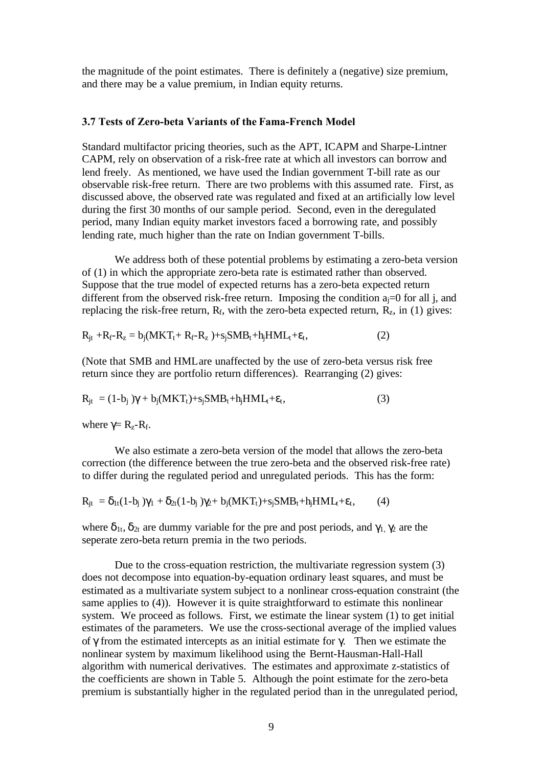the magnitude of the point estimates. There is definitely a (negative) size premium, and there may be a value premium, in Indian equity returns.

### 3.7 Tests of Zero-beta Variants of the Fama-French Model

Standard multifactor pricing theories, such as the APT, ICAPM and Sharpe-Lintner CAPM, rely on observation of a risk-free rate at which all investors can borrow and lend freely. As mentioned, we have used the Indian government T-bill rate as our observable risk-free return. There are two problems with this assumed rate. First, as discussed above, the observed rate was regulated and fixed at an artificially low level during the first 30 months of our sample period. Second, even in the deregulated period, many Indian equity market investors faced a borrowing rate, and possibly lending rate, much higher than the rate on Indian government T-bills.

We address both of these potential problems by estimating a zero-beta version of (1) in which the appropriate zero-beta rate is estimated rather than observed. Suppose that the true model of expected returns has a zero-beta expected return different from the observed risk-free return. Imposing the condition $a_j=0$ for all j, and replacing the risk-free return, $R_f$, with the zero-beta expected return, $R_z$, in (1) gives:

$$R_{jt} + R_f - R_z = b_j(MKT_t + R_f - R_z) + s_j SMB_t + h_j HML_t + \varepsilon_t, \qquad (2)$$

(Note that SMB and HML are unaffected by the use of zero-beta versus risk free return since they are portfolio return differences). Rearranging (2) gives:

$$R_{jt} = (1-b_j)\gamma + b_j(MKT_t) + s_j SMB_t + h_j HML_t + \varepsilon_t, \qquad (3)$$

where $\gamma = R_z - R_f$.

We also estimate a zero-beta version of the model that allows the zero-beta correction (the difference between the true zero-beta and the observed risk-free rate) to differ during the regulated period and unregulated periods. This has the form:

$$R_{jt} = \delta_{1t}(1-b_j)\gamma_1 + \delta_{2t}(1-b_j)\gamma_2 + b_j(MKT_t) + s_j SMB_t + h_j HML_t + \varepsilon_t, \qquad (4)$$

where $\delta_{1t}$, $\delta_{2t}$ are dummy variable for the pre and post periods, and $\gamma_1$, $\gamma_2$ are the seperate zero-beta return premia in the two periods.

Due to the cross-equation restriction, the multivariate regression system (3) does not decompose into equation-by-equation ordinary least squares, and must be estimated as a multivariate system subject to a nonlinear cross-equation constraint (the same applies to (4)). However it is quite straightforward to estimate this nonlinear system. We proceed as follows. First, we estimate the linear system (1) to get initial estimates of the parameters. We use the cross-sectional average of the implied values of $\gamma$ from the estimated intercepts as an initial estimate for $\gamma$. Then we estimate the nonlinear system by maximum likelihood using the Bernt-Hausman-Hall-Hall algorithm with numerical derivatives. The estimates and approximate z-statistics of the coefficients are shown in Table 5. Although the point estimate for the zero-beta premium is substantially higher in the regulated period than in the unregulated period,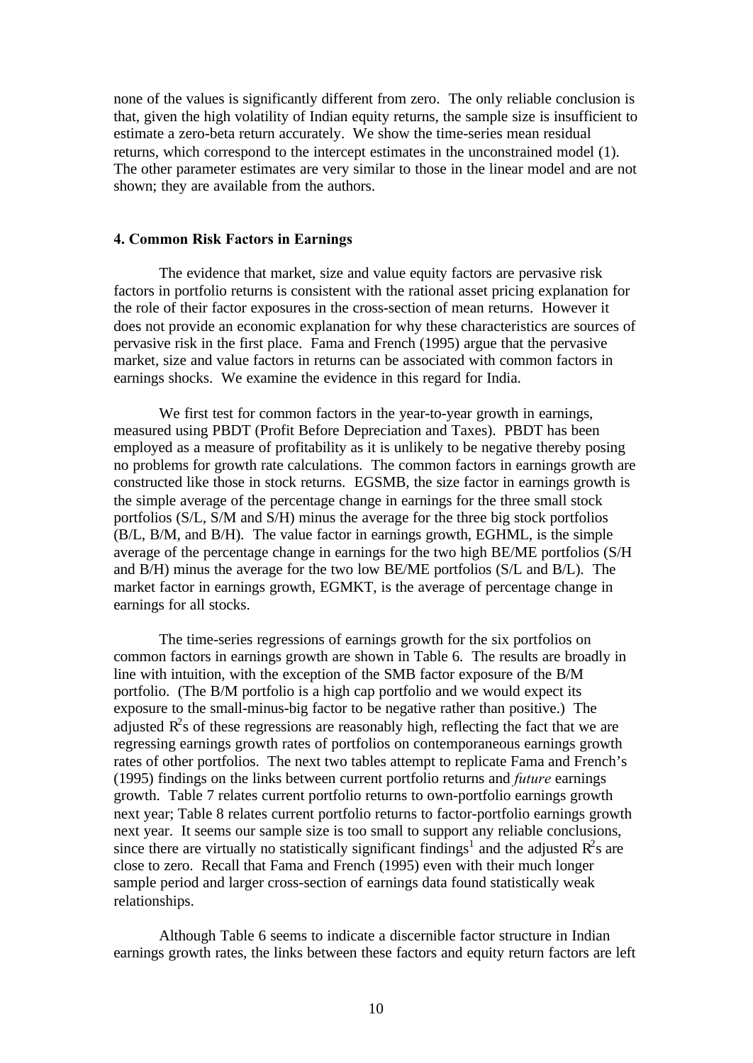none of the values is significantly different from zero. The only reliable conclusion is that, given the high volatility of Indian equity returns, the sample size is insufficient to estimate a zero-beta return accurately. We show the time-series mean residual returns, which correspond to the intercept estimates in the unconstrained model (1). The other parameter estimates are very similar to those in the linear model and are not shown; they are available from the authors.

## 4. Common Risk Factors in Earnings

The evidence that market, size and value equity factors are pervasive risk factors in portfolio returns is consistent with the rational asset pricing explanation for the role of their factor exposures in the cross-section of mean returns. However it does not provide an economic explanation for why these characteristics are sources of pervasive risk in the first place. Fama and French (1995) argue that the pervasive market, size and value factors in returns can be associated with common factors in earnings shocks. We examine the evidence in this regard for India.

We first test for common factors in the year-to-year growth in earnings, measured using PBDT (Profit Before Depreciation and Taxes). PBDT has been employed as a measure of profitability as it is unlikely to be negative thereby posing no problems for growth rate calculations. The common factors in earnings growth are constructed like those in stock returns. EGSMB, the size factor in earnings growth is the simple average of the percentage change in earnings for the three small stock portfolios (S/L, S/M and S/H) minus the average for the three big stock portfolios (B/L, B/M, and B/H). The value factor in earnings growth, EGHML, is the simple average of the percentage change in earnings for the two high BE/ME portfolios (S/H and B/H) minus the average for the two low BE/ME portfolios (S/L and B/L). The market factor in earnings growth, EGMKT, is the average of percentage change in earnings for all stocks.

The time-series regressions of earnings growth for the six portfolios on common factors in earnings growth are shown in Table 6. The results are broadly in line with intuition, with the exception of the SMB factor exposure of the B/M portfolio. (The B/M portfolio is a high cap portfolio and we would expect its exposure to the small-minus-big factor to be negative rather than positive.) The adjusted $R^2$s of these regressions are reasonably high, reflecting the fact that we are regressing earnings growth rates of portfolios on contemporaneous earnings growth rates of other portfolios. The next two tables attempt to replicate Fama and French's (1995) findings on the links between current portfolio returns and *future* earnings growth. Table 7 relates current portfolio returns to own-portfolio earnings growth next year; Table 8 relates current portfolio returns to factor-portfolio earnings growth next year. It seems our sample size is too small to support any reliable conclusions, since there are virtually no statistically significant findings[1] and the adjusted $R^2$s are close to zero. Recall that Fama and French (1995) even with their much longer sample period and larger cross-section of earnings data found statistically weak relationships.

Although Table 6 seems to indicate a discernible factor structure in Indian earnings growth rates, the links between these factors and equity return factors are left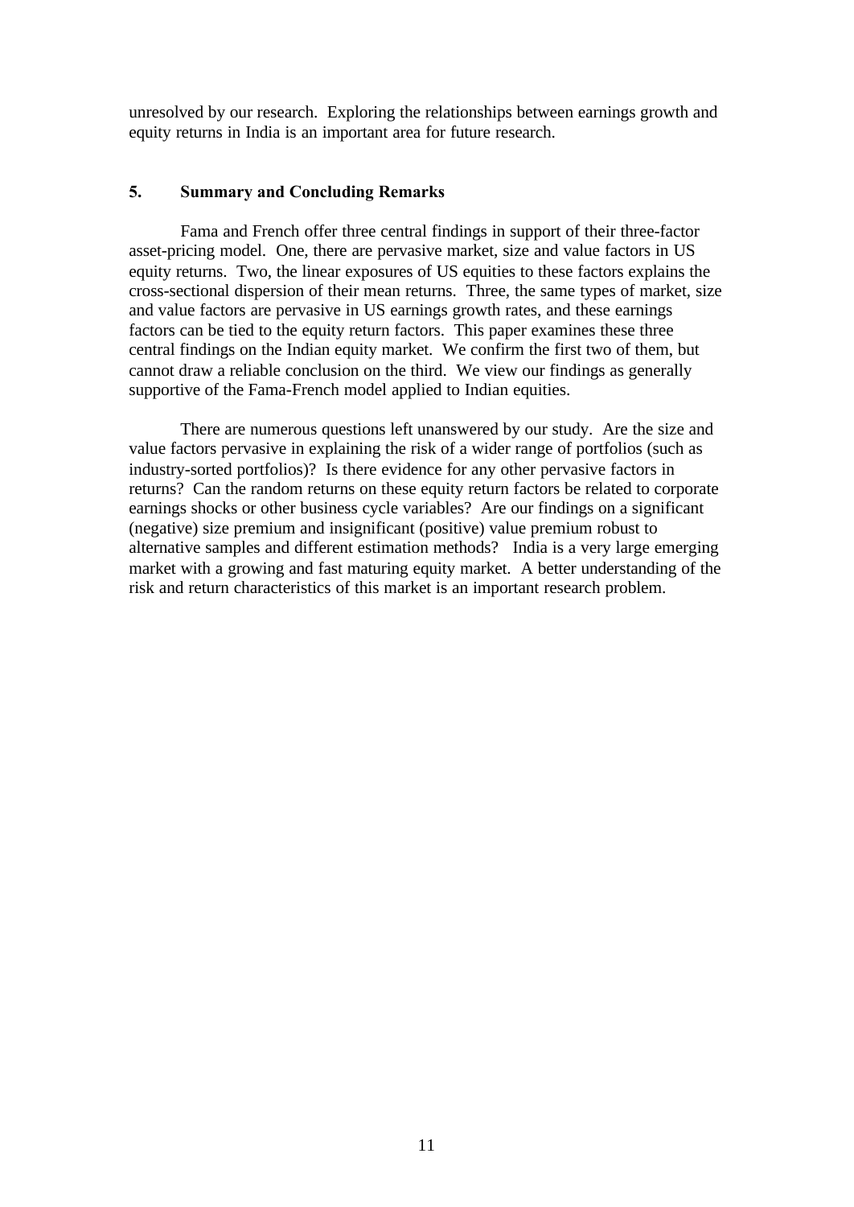unresolved by our research. Exploring the relationships between earnings growth and equity returns in India is an important area for future research.

## 5. Summary and Concluding Remarks

Fama and French offer three central findings in support of their three-factor asset-pricing model. One, there are pervasive market, size and value factors in US equity returns. Two, the linear exposures of US equities to these factors explains the cross-sectional dispersion of their mean returns. Three, the same types of market, size and value factors are pervasive in US earnings growth rates, and these earnings factors can be tied to the equity return factors. This paper examines these three central findings on the Indian equity market. We confirm the first two of them, but cannot draw a reliable conclusion on the third. We view our findings as generally supportive of the Fama-French model applied to Indian equities.

There are numerous questions left unanswered by our study. Are the size and value factors pervasive in explaining the risk of a wider range of portfolios (such as industry-sorted portfolios)? Is there evidence for any other pervasive factors in returns? Can the random returns on these equity return factors be related to corporate earnings shocks or other business cycle variables? Are our findings on a significant (negative) size premium and insignificant (positive) value premium robust to alternative samples and different estimation methods? India is a very large emerging market with a growing and fast maturing equity market. A better understanding of the risk and return characteristics of this market is an important research problem.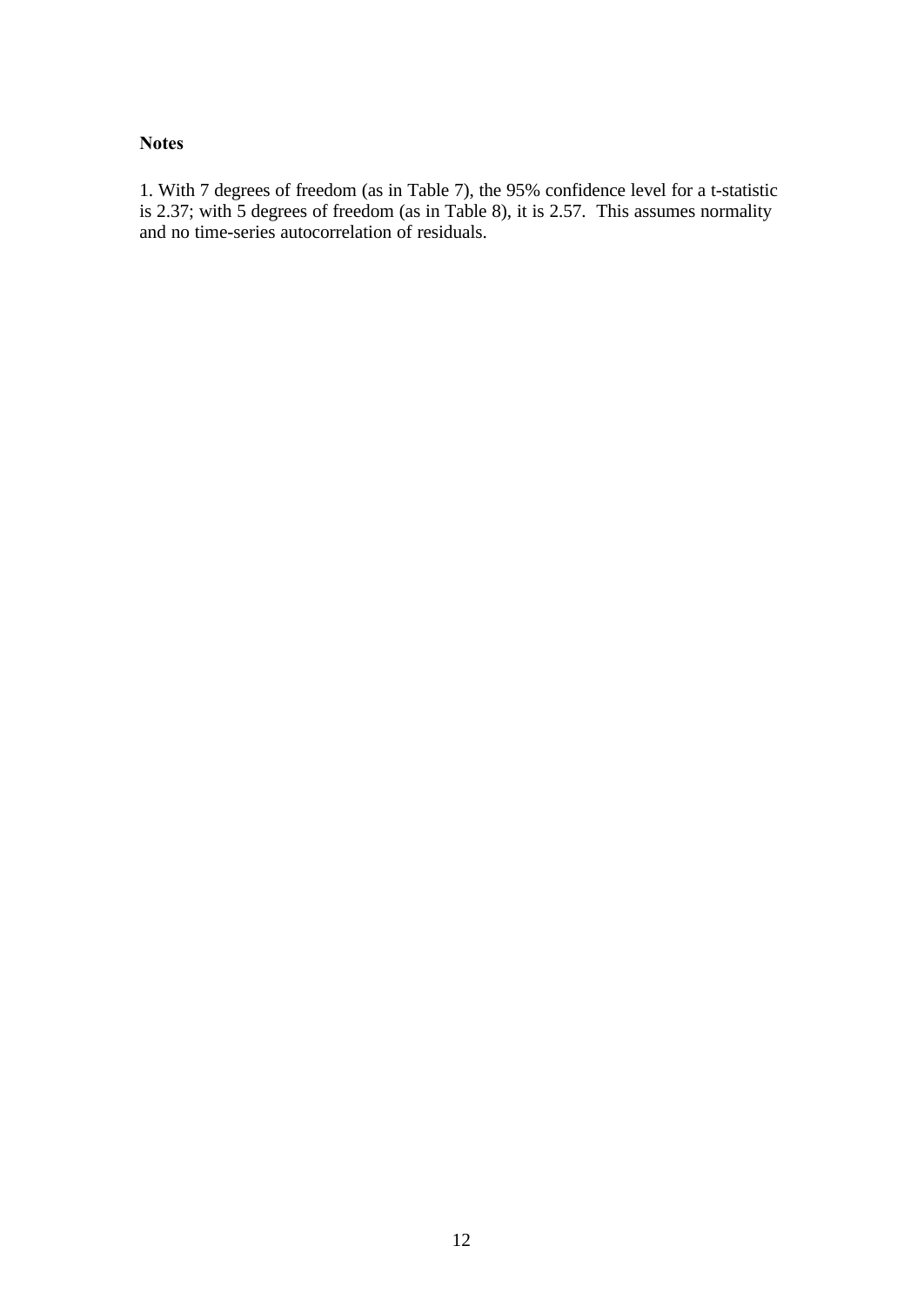**Notes**

1. With 7 degrees of freedom (as in Table 7), the 95% confidence level for a t-statistic is 2.37; with 5 degrees of freedom (as in Table 8), it is 2.57. This assumes normality and no time-series autocorrelation of residuals.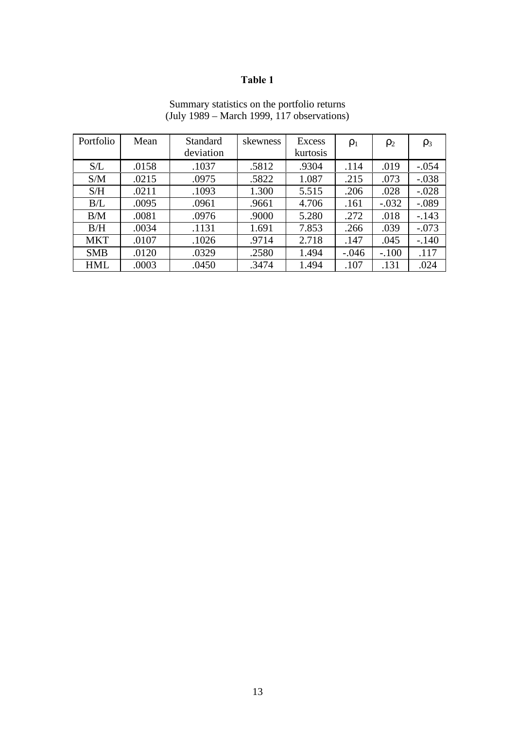**Table 1**

Summary statistics on the portfolio returns
(July 1989 – March 1999, 117 observations)

| Portfolio | Mean | Standard deviation | skewness | Excess kurtosis | $\rho_1$ | $\rho_2$ | $\rho_3$ |
|---|---|---|---|---|---|---|---|
| S/L | .0158 | .1037 | .5812 | .9304 | .114 | .019 | -.054 |
| S/M | .0215 | .0975 | .5822 | 1.087 | .215 | .073 | -.038 |
| S/H | .0211 | .1093 | 1.300 | 5.515 | .206 | .028 | -.028 |
| B/L | .0095 | .0961 | .9661 | 4.706 | .161 | -.032 | -.089 |
| B/M | .0081 | .0976 | .9000 | 5.280 | .272 | .018 | -.143 |
| B/H | .0034 | .1131 | 1.691 | 7.853 | .266 | .039 | -.073 |
| MKT | .0107 | .1026 | .9714 | 2.718 | .147 | .045 | -.140 |
| SMB | .0120 | .0329 | .2580 | 1.494 | -.046 | -.100 | .117 |
| HML | .0003 | .0450 | .3474 | 1.494 | .107 | .131 | .024 |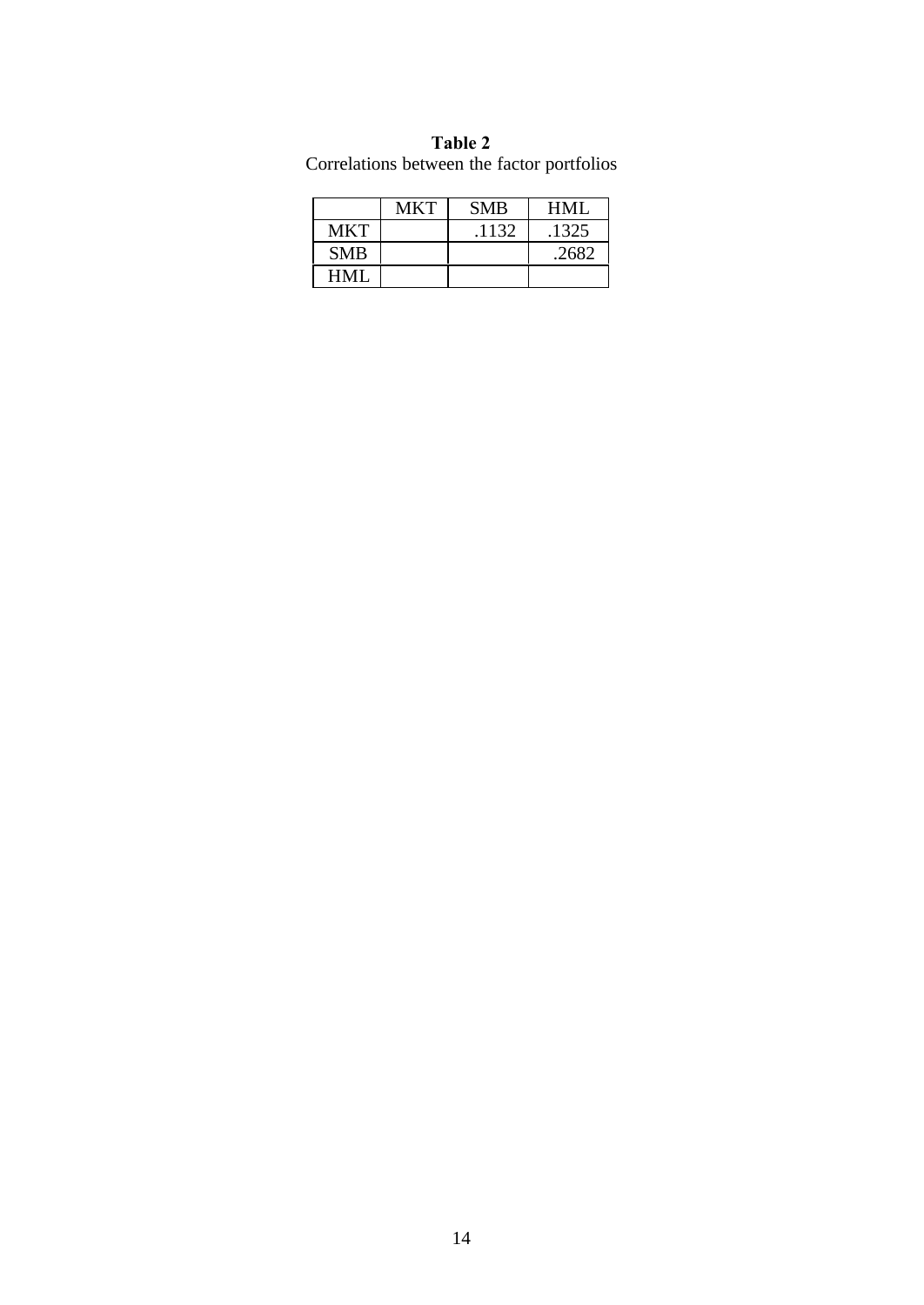**Table 2**

Correlations between the factor portfolios

| | MKT | SMB | HML |
|---|---|---|---|
| MKT | | .1132 | .1325 |
| SMB | | | .2682 |
| HML | | | |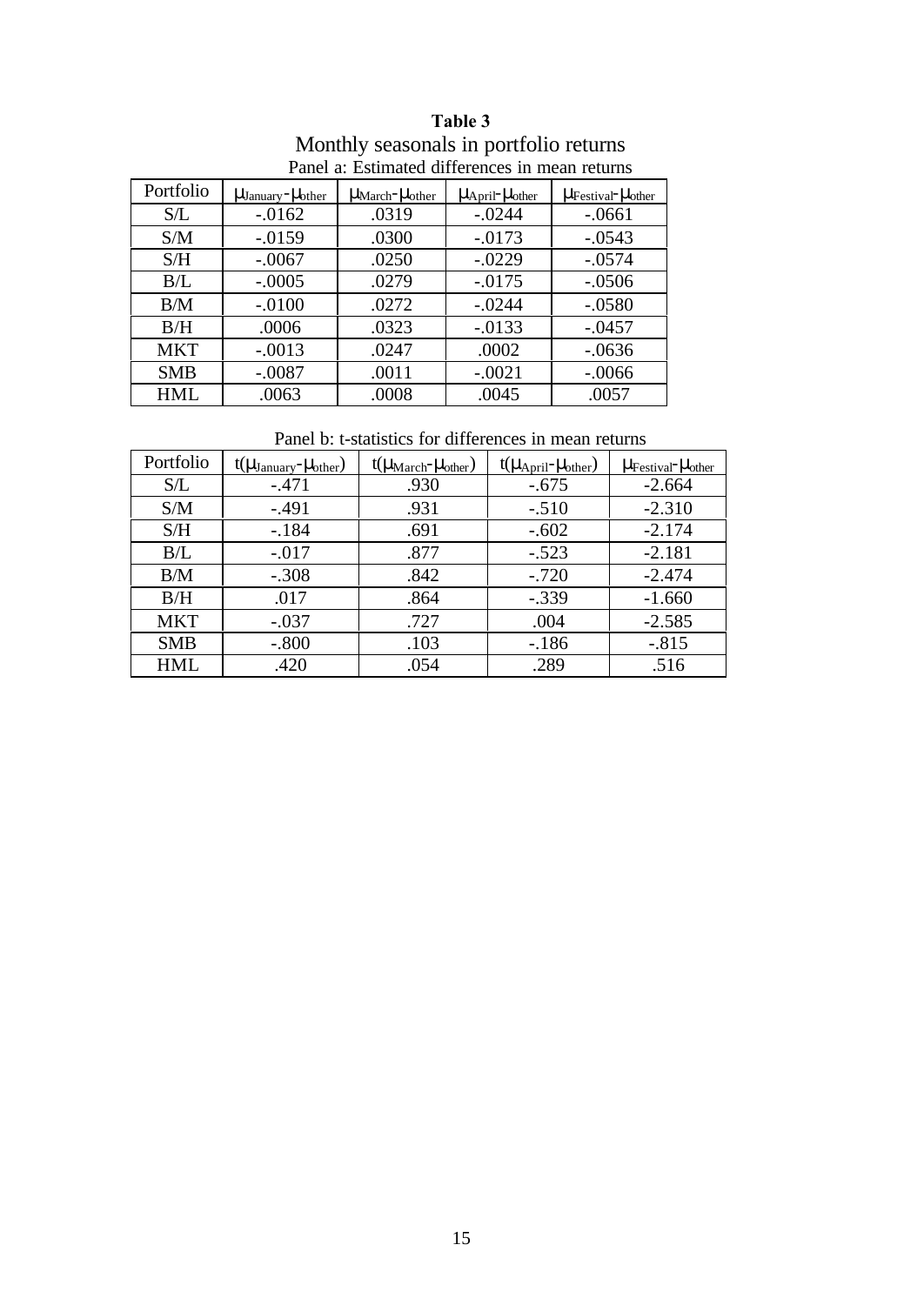**Table 3**

Monthly seasonals in portfolio returns

Panel a: Estimated differences in mean returns

| Portfolio | $\mu_{January}-\mu_{other}$ | $\mu_{March}-\mu_{other}$ | $\mu_{April}-\mu_{other}$ | $\mu_{Festival}-\mu_{other}$ |
|---|---|---|---|---|
| S/L | -.0162 | .0319 | -.0244 | -.0661 |
| S/M | -.0159 | .0300 | -.0173 | -.0543 |
| S/H | -.0067 | .0250 | -.0229 | -.0574 |
| B/L | -.0005 | .0279 | -.0175 | -.0506 |
| B/M | -.0100 | .0272 | -.0244 | -.0580 |
| B/H | .0006 | .0323 | -.0133 | -.0457 |
| MKT | -.0013 | .0247 | .0002 | -.0636 |
| SMB | -.0087 | .0011 | -.0021 | -.0066 |
| HML | .0063 | .0008 | .0045 | .0057 |

Panel b: t-statistics for differences in mean returns

| Portfolio | $t(\mu_{January}-\mu_{other})$ | $t(\mu_{March}-\mu_{other})$ | $t(\mu_{April}-\mu_{other})$ | $\mu_{Festival}-\mu_{other}$ |
|---|---|---|---|---|
| S/L | -.471 | .930 | -.675 | -2.664 |
| S/M | -.491 | .931 | -.510 | -2.310 |
| S/H | -.184 | .691 | -.602 | -2.174 |
| B/L | -.017 | .877 | -.523 | -2.181 |
| B/M | -.308 | .842 | -.720 | -2.474 |
| B/H | .017 | .864 | -.339 | -1.660 |
| MKT | -.037 | .727 | .004 | -2.585 |
| SMB | -.800 | .103 | -.186 | -.815 |
| HML | .420 | .054 | .289 | .516 |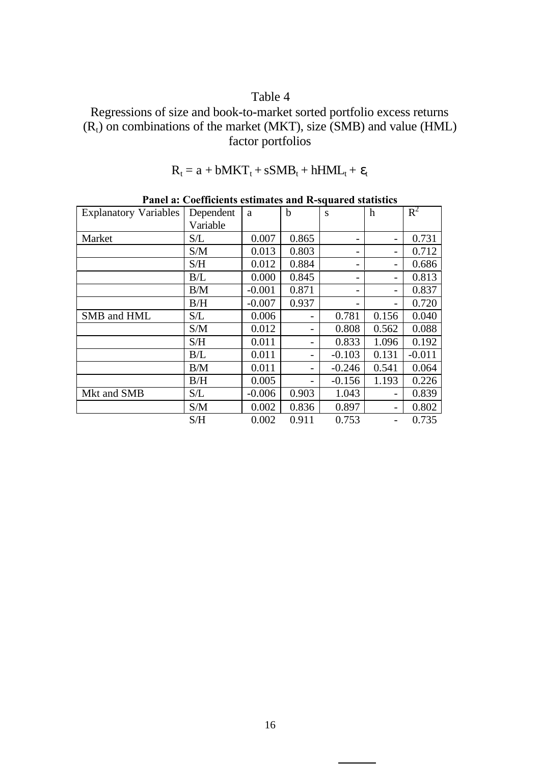Table 4

Regressions of size and book-to-market sorted portfolio excess returns ($R_t$) on combinations of the market (MKT), size (SMB) and value (HML) factor portfolios

$$R_t = a + bMKT_t + sSMB_t + hHML_t + \varepsilon_t$$

**Panel a: Coefficients estimates and R-squared statistics**

| Explanatory Variables | Dependent Variable | a | b | s | h | $R^2$ |
|---|---|---|---|---|---|---|
| Market | S/L | 0.007 | 0.865 | - | - | 0.731 |
| | S/M | 0.013 | 0.803 | - | - | 0.712 |
| | S/H | 0.012 | 0.884 | - | - | 0.686 |
| | B/L | 0.000 | 0.845 | - | - | 0.813 |
| | B/M | -0.001 | 0.871 | - | - | 0.837 |
| | B/H | -0.007 | 0.937 | - | - | 0.720 |
| SMB and HML | S/L | 0.006 | - | 0.781 | 0.156 | 0.040 |
| | S/M | 0.012 | - | 0.808 | 0.562 | 0.088 |
| | S/H | 0.011 | - | 0.833 | 1.096 | 0.192 |
| | B/L | 0.011 | - | -0.103 | 0.131 | -0.011 |
| | B/M | 0.011 | - | -0.246 | 0.541 | 0.064 |
| | B/H | 0.005 | - | -0.156 | 1.193 | 0.226 |
| Mkt and SMB | S/L | -0.006 | 0.903 | 1.043 | - | 0.839 |
| | S/M | 0.002 | 0.836 | 0.897 | - | 0.802 |
| | S/H | 0.002 | 0.911 | 0.753 | - | 0.735 |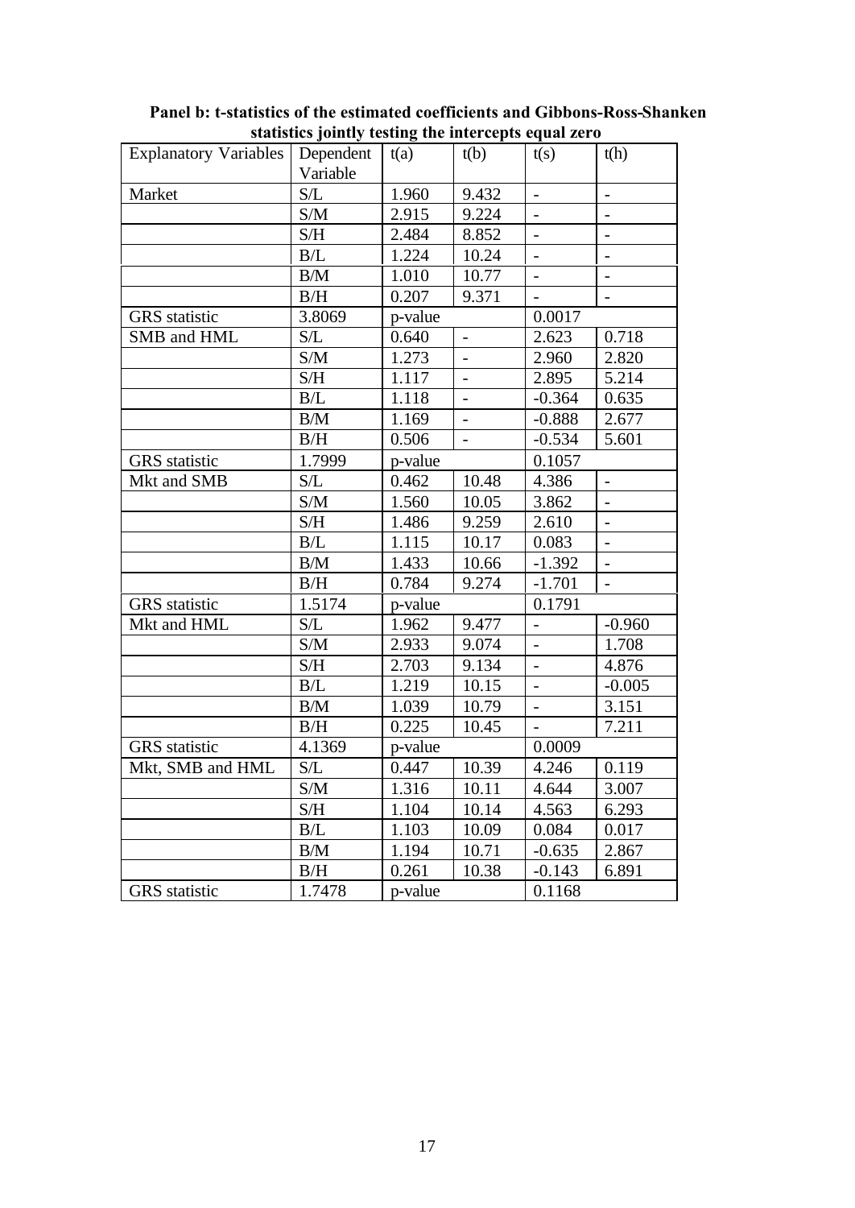**Panel b: t-statistics of the estimated coefficients and Gibbons-Ross-Shanken statistics jointly testing the intercepts equal zero**

| Explanatory Variables | Dependent Variable | t(a) | t(b) | t(s) | t(h) |
|---|---|---|---|---|---|
| Market | S/L | 1.960 | 9.432 | - | - |
| | S/M | 2.915 | 9.224 | - | - |
| | S/H | 2.484 | 8.852 | - | - |
| | B/L | 1.224 | 10.24 | - | - |
| | B/M | 1.010 | 10.77 | - | - |
| | B/H | 0.207 | 9.371 | - | - |
| GRS statistic | 3.8069 | p-value | | 0.0017 | |
| SMB and HML | S/L | 0.640 | - | 2.623 | 0.718 |
| | S/M | 1.273 | - | 2.960 | 2.820 |
| | S/H | 1.117 | - | 2.895 | 5.214 |
| | B/L | 1.118 | - | -0.364 | 0.635 |
| | B/M | 1.169 | - | -0.888 | 2.677 |
| | B/H | 0.506 | - | -0.534 | 5.601 |
| GRS statistic | 1.7999 | p-value | | 0.1057 | |
| Mkt and SMB | S/L | 0.462 | 10.48 | 4.386 | - |
| | S/M | 1.560 | 10.05 | 3.862 | - |
| | S/H | 1.486 | 9.259 | 2.610 | - |
| | B/L | 1.115 | 10.17 | 0.083 | - |
| | B/M | 1.433 | 10.66 | -1.392 | - |
| | B/H | 0.784 | 9.274 | -1.701 | - |
| GRS statistic | 1.5174 | p-value | | 0.1791 | |
| Mkt and HML | S/L | 1.962 | 9.477 | - | -0.960 |
| | S/M | 2.933 | 9.074 | - | 1.708 |
| | S/H | 2.703 | 9.134 | - | 4.876 |
| | B/L | 1.219 | 10.15 | - | -0.005 |
| | B/M | 1.039 | 10.79 | - | 3.151 |
| | B/H | 0.225 | 10.45 | - | 7.211 |
| GRS statistic | 4.1369 | p-value | | 0.0009 | |
| Mkt, SMB and HML | S/L | 0.447 | 10.39 | 4.246 | 0.119 |
| | S/M | 1.316 | 10.11 | 4.644 | 3.007 |
| | S/H | 1.104 | 10.14 | 4.563 | 6.293 |
| | B/L | 1.103 | 10.09 | 0.084 | 0.017 |
| | B/M | 1.194 | 10.71 | -0.635 | 2.867 |
| | B/H | 0.261 | 10.38 | -0.143 | 6.891 |
| GRS statistic | 1.7478 | p-value | | 0.1168 | |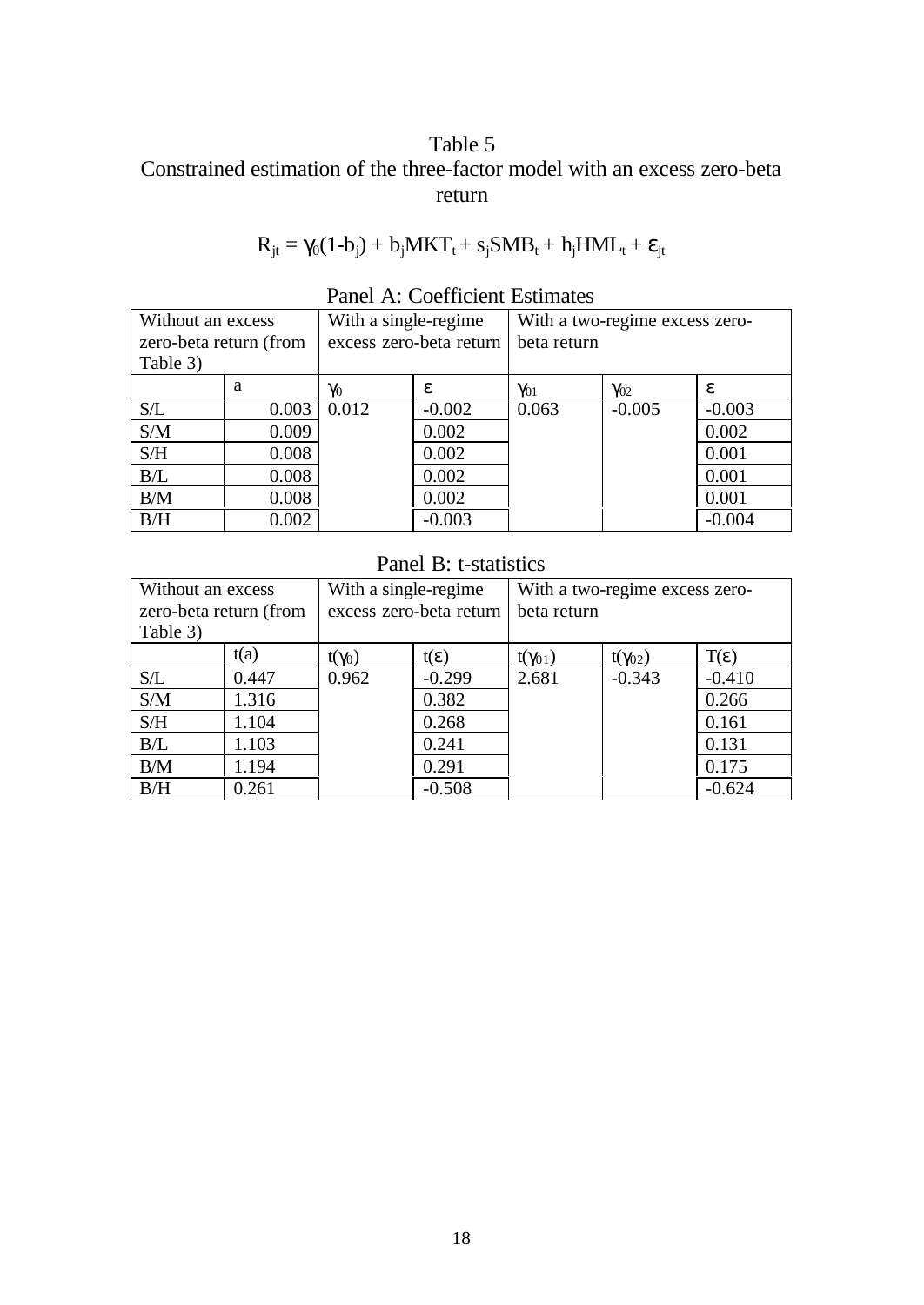# Table 5

## Constrained estimation of the three-factor model with an excess zero-beta return

$$R_{jt} = \gamma_0(1-b_j) + b_j MKT_t + s_j SMB_t + h_j HML_t + \varepsilon_{jt}$$

### Panel A: Coefficient Estimates

| Without an excess zero-beta return (from Table 3) | | With a single-regime excess zero-beta return | | With a two-regime excess zero-beta return | | |
|---|---|---|---|---|---|---|
| | a | $\gamma_0$ | $\varepsilon$ | $\gamma_{01}$ | $\gamma_{02}$ | $\varepsilon$ |
| S/L | 0.003 | 0.012 | -0.002 | 0.063 | -0.005 | -0.003 |
| S/M | 0.009 | | 0.002 | | | 0.002 |
| S/H | 0.008 | | 0.002 | | | 0.001 |
| B/L | 0.008 | | 0.002 | | | 0.001 |
| B/M | 0.008 | | 0.002 | | | 0.001 |
| B/H | 0.002 | | -0.003 | | | -0.004 |

### Panel B: t-statistics

| Without an excess zero-beta return (from Table 3) | | With a single-regime excess zero-beta return | | With a two-regime excess zero-beta return | | |
|---|---|---|---|---|---|---|
| | t(a) | $t(\gamma_0)$ | $t(\varepsilon)$ | $t(\gamma_{01})$ | $t(\gamma_{02})$ | $T(\varepsilon)$ |
| S/L | 0.447 | 0.962 | -0.299 | 2.681 | -0.343 | -0.410 |
| S/M | 1.316 | | 0.382 | | | 0.266 |
| S/H | 1.104 | | 0.268 | | | 0.161 |
| B/L | 1.103 | | 0.241 | | | 0.131 |
| B/M | 1.194 | | 0.291 | | | 0.175 |
| B/H | 0.261 | | -0.508 | | | -0.624 |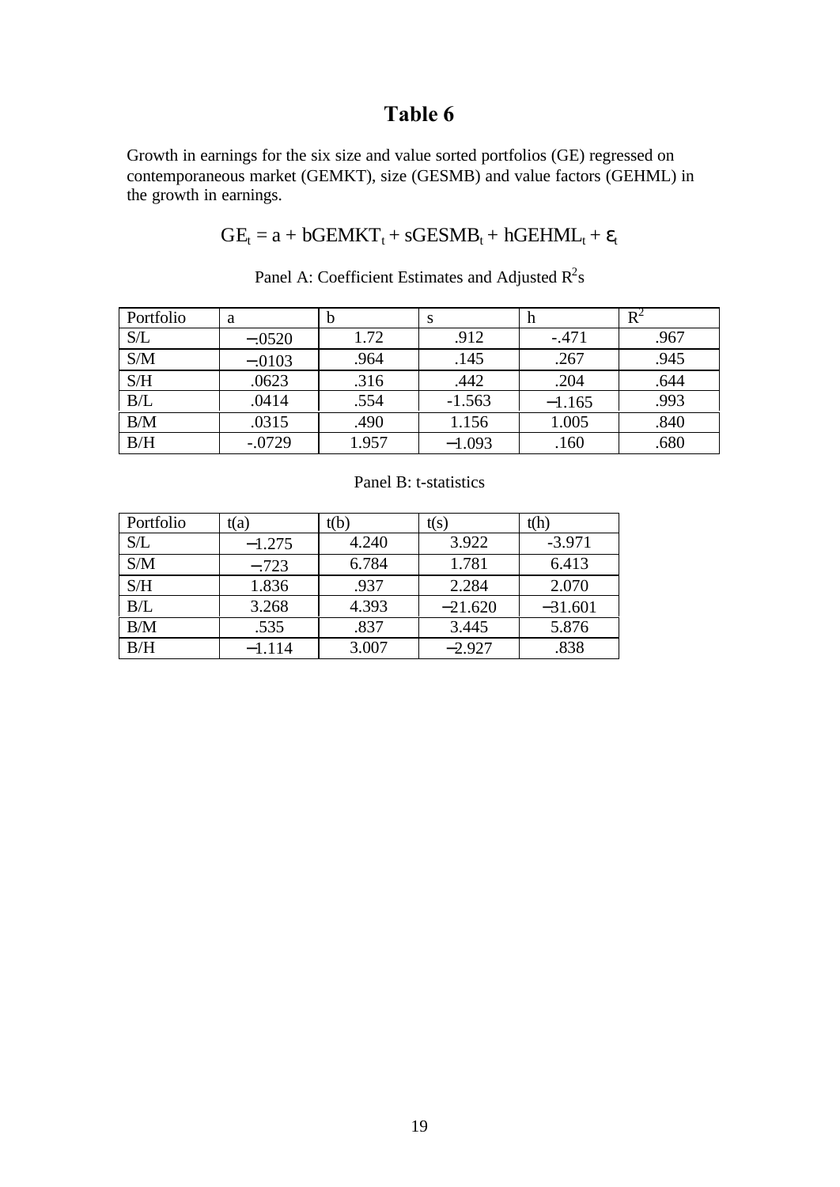# Table 6

Growth in earnings for the six size and value sorted portfolios (GE) regressed on contemporaneous market (GEMKT), size (GESMB) and value factors (GEHML) in the growth in earnings.

$$GE_t = a + bGEMKT_t + sGESMB_t + hGEHML_t + \varepsilon_t$$

Panel A: Coefficient Estimates and Adjusted $R^2$s

| Portfolio | a | b | s | h | $R^2$ |
|---|---|---|---|---|---|
| S/L | −.0520 | 1.72 | .912 | -.471 | .967 |
| S/M | −.0103 | .964 | .145 | .267 | .945 |
| S/H | .0623 | .316 | .442 | .204 | .644 |
| B/L | .0414 | .554 | -1.563 | −1.165 | .993 |
| B/M | .0315 | .490 | 1.156 | 1.005 | .840 |
| B/H | -.0729 | 1.957 | −1.093 | .160 | .680 |

Panel B: t-statistics

| Portfolio | t(a) | t(b) | t(s) | t(h) |
|---|---|---|---|---|
| S/L | −1.275 | 4.240 | 3.922 | -3.971 |
| S/M | −.723 | 6.784 | 1.781 | 6.413 |
| S/H | 1.836 | .937 | 2.284 | 2.070 |
| B/L | 3.268 | 4.393 | −21.620 | −31.601 |
| B/M | .535 | .837 | 3.445 | 5.876 |
| B/H | −1.114 | 3.007 | −2.927 | .838 |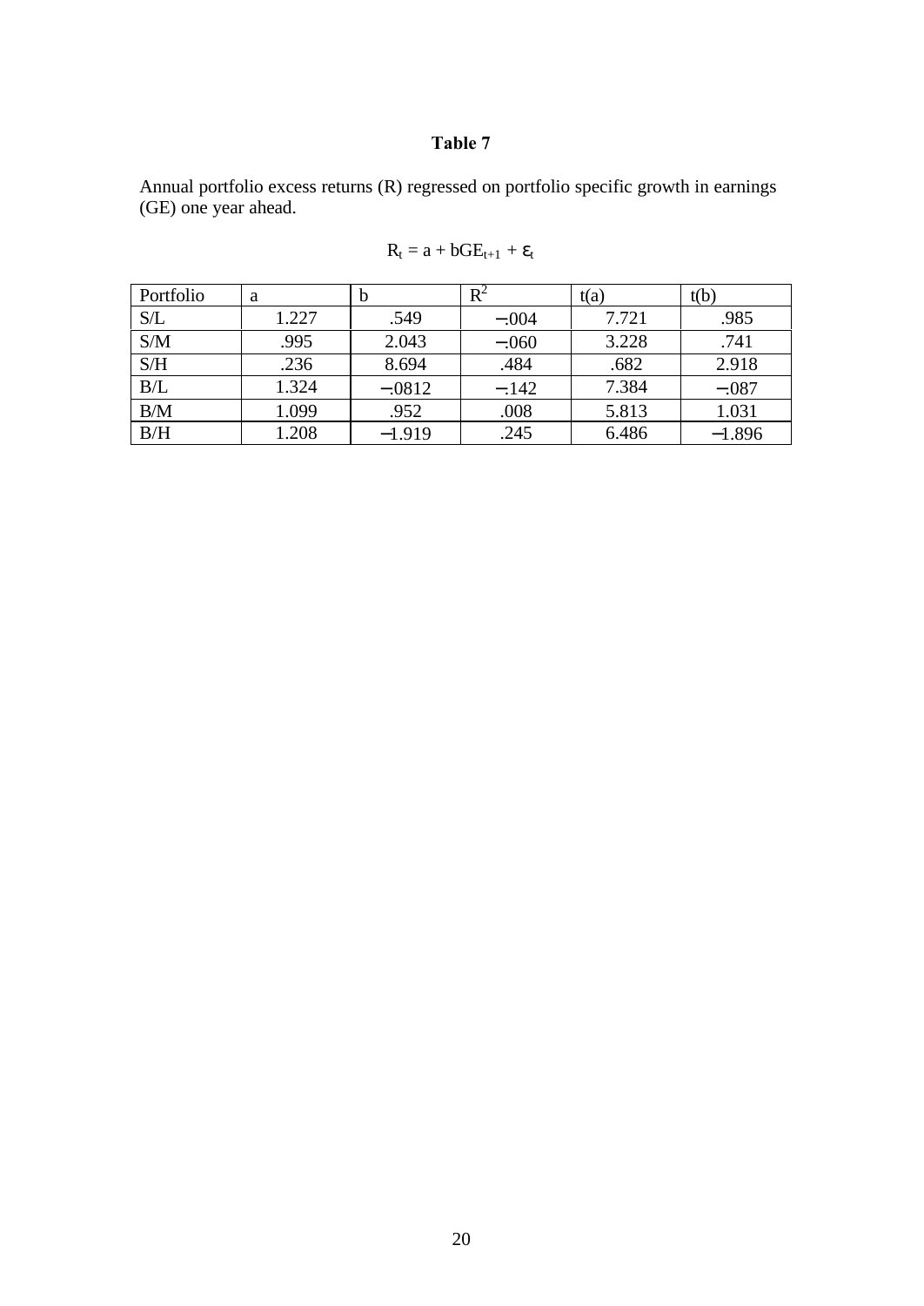**Table 7**

Annual portfolio excess returns (R) regressed on portfolio specific growth in earnings (GE) one year ahead.

$$R_t = a + bGE_{t+1} + \varepsilon_t$$

| Portfolio | a | b | $R^2$ | t(a) | t(b) |
|---|---|---|---|---|---|
| S/L | 1.227 | .549 | −.004 | 7.721 | .985 |
| S/M | .995 | 2.043 | −.060 | 3.228 | .741 |
| S/H | .236 | 8.694 | .484 | .682 | 2.918 |
| B/L | 1.324 | −.0812 | −.142 | 7.384 | −.087 |
| B/M | 1.099 | .952 | .008 | 5.813 | 1.031 |
| B/H | 1.208 | −1.919 | .245 | 6.486 | −1.896 |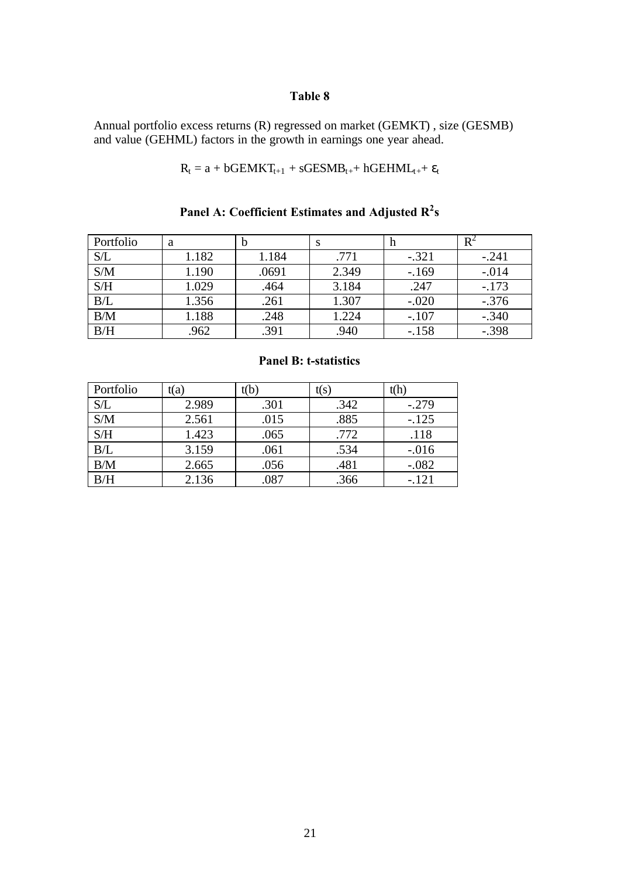# Table 8

Annual portfolio excess returns (R) regressed on market (GEMKT) , size (GESMB) and value (GEHML) factors in the growth in earnings one year ahead.

$$R_t = a + bGEMKT_{t+1} + sGESMB_{t+} + hGEHML_{t+} + \varepsilon_t$$

## Panel A: Coefficient Estimates and Adjusted $R^2$s

| Portfolio | a | b | s | h | $R^2$ |
|---|---|---|---|---|---|
| S/L | 1.182 | 1.184 | .771 | -.321 | -.241 |
| S/M | 1.190 | .0691 | 2.349 | -.169 | -.014 |
| S/H | 1.029 | .464 | 3.184 | .247 | -.173 |
| B/L | 1.356 | .261 | 1.307 | -.020 | -.376 |
| B/M | 1.188 | .248 | 1.224 | -.107 | -.340 |
| B/H | .962 | .391 | .940 | -.158 | -.398 |

## Panel B: t-statistics

| Portfolio | t(a) | t(b) | t(s) | t(h) |
|---|---|---|---|---|
| S/L | 2.989 | .301 | .342 | -.279 |
| S/M | 2.561 | .015 | .885 | -.125 |
| S/H | 1.423 | .065 | .772 | .118 |
| B/L | 3.159 | .061 | .534 | -.016 |
| B/M | 2.665 | .056 | .481 | -.082 |
| B/H | 2.136 | .087 | .366 | -.121 |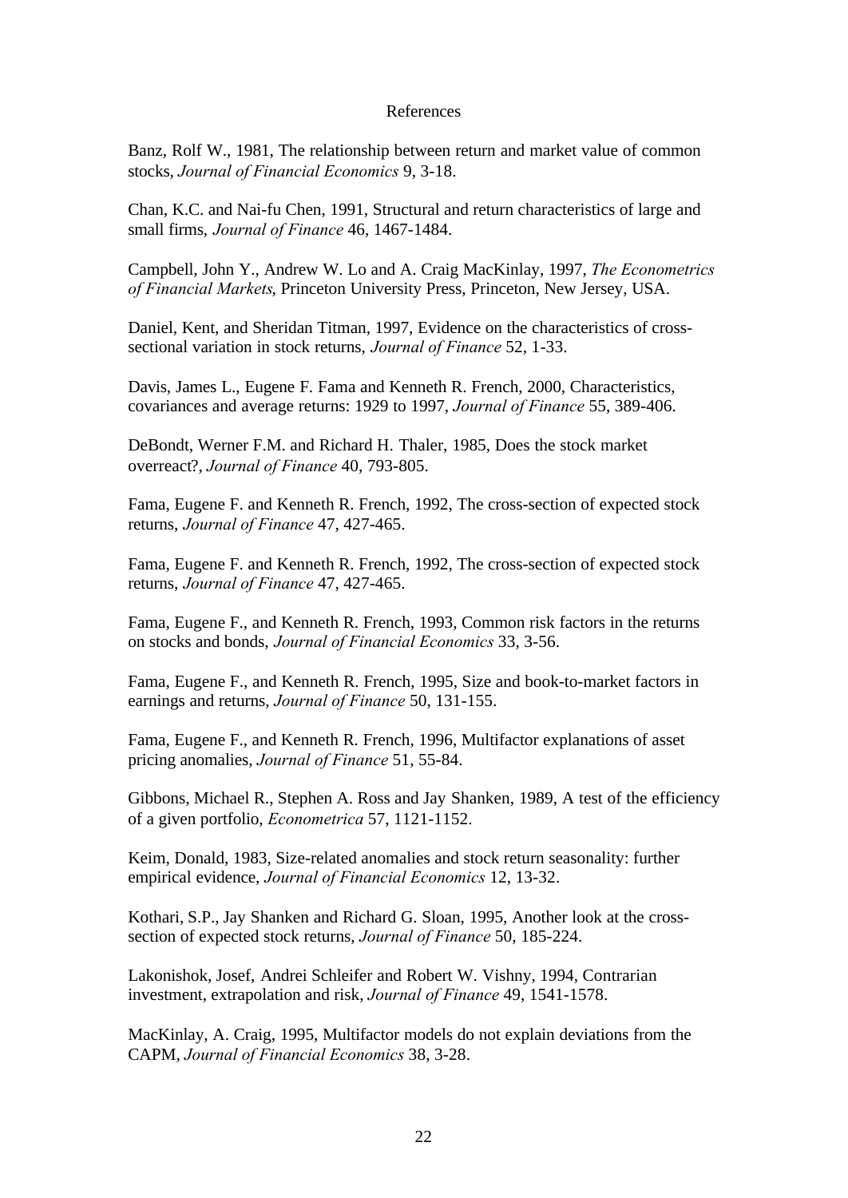# References

Banz, Rolf W., 1981, The relationship between return and market value of common stocks, *Journal of Financial Economics* 9, 3-18.

Chan, K.C. and Nai-fu Chen, 1991, Structural and return characteristics of large and small firms, *Journal of Finance* 46, 1467-1484.

Campbell, John Y., Andrew W. Lo and A. Craig MacKinlay, 1997, *The Econometrics of Financial Markets*, Princeton University Press, Princeton, New Jersey, USA.

Daniel, Kent, and Sheridan Titman, 1997, Evidence on the characteristics of cross-sectional variation in stock returns, *Journal of Finance* 52, 1-33.

Davis, James L., Eugene F. Fama and Kenneth R. French, 2000, Characteristics, covariances and average returns: 1929 to 1997, *Journal of Finance* 55, 389-406.

DeBondt, Werner F.M. and Richard H. Thaler, 1985, Does the stock market overreact?, *Journal of Finance* 40, 793-805.

Fama, Eugene F. and Kenneth R. French, 1992, The cross-section of expected stock returns, *Journal of Finance* 47, 427-465.

Fama, Eugene F. and Kenneth R. French, 1992, The cross-section of expected stock returns, *Journal of Finance* 47, 427-465.

Fama, Eugene F., and Kenneth R. French, 1993, Common risk factors in the returns on stocks and bonds, *Journal of Financial Economics* 33, 3-56.

Fama, Eugene F., and Kenneth R. French, 1995, Size and book-to-market factors in earnings and returns, *Journal of Finance* 50, 131-155.

Fama, Eugene F., and Kenneth R. French, 1996, Multifactor explanations of asset pricing anomalies, *Journal of Finance* 51, 55-84.

Gibbons, Michael R., Stephen A. Ross and Jay Shanken, 1989, A test of the efficiency of a given portfolio, *Econometrica* 57, 1121-1152.

Keim, Donald, 1983, Size-related anomalies and stock return seasonality: further empirical evidence, *Journal of Financial Economics* 12, 13-32.

Kothari, S.P., Jay Shanken and Richard G. Sloan, 1995, Another look at the cross-section of expected stock returns, *Journal of Finance* 50, 185-224.

Lakonishok, Josef, Andrei Schleifer and Robert W. Vishny, 1994, Contrarian investment, extrapolation and risk, *Journal of Finance* 49, 1541-1578.

MacKinlay, A. Craig, 1995, Multifactor models do not explain deviations from the CAPM, *Journal of Financial Economics* 38, 3-28.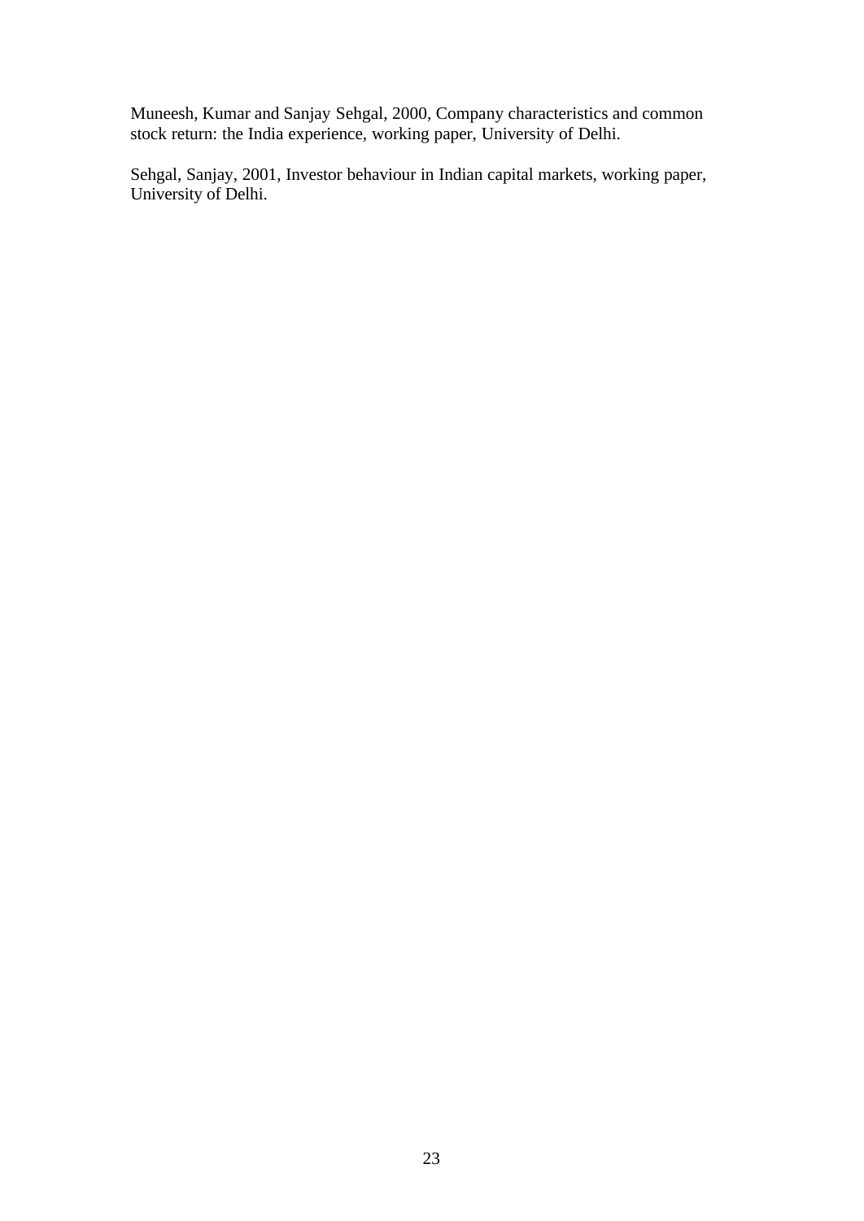Muneesh, Kumar and Sanjay Sehgal, 2000, Company characteristics and common stock return: the India experience, working paper, University of Delhi.

Sehgal, Sanjay, 2001, Investor behaviour in Indian capital markets, working paper, University of Delhi.